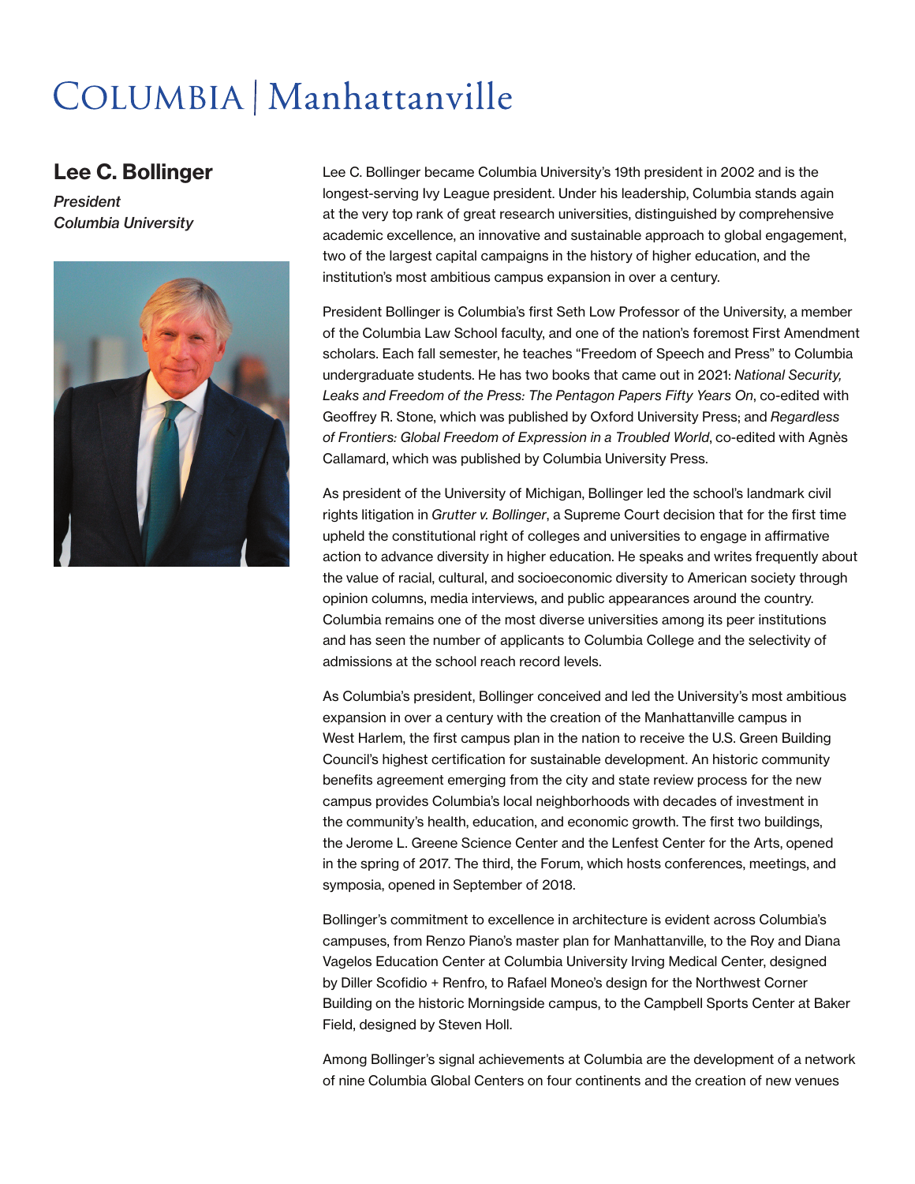# COLUMBIA | Manhattanville

## Lee C. Bollinger

*President*
*Columbia University*

Lee C. Bollinger became Columbia University's 19th president in 2002 and is the longest-serving Ivy League president. Under his leadership, Columbia stands again at the very top rank of great research universities, distinguished by comprehensive academic excellence, an innovative and sustainable approach to global engagement, two of the largest capital campaigns in the history of higher education, and the institution's most ambitious campus expansion in over a century.

President Bollinger is Columbia's first Seth Low Professor of the University, a member of the Columbia Law School faculty, and one of the nation's foremost First Amendment scholars. Each fall semester, he teaches "Freedom of Speech and Press" to Columbia undergraduate students. He has two books that came out in 2021: *National Security, Leaks and Freedom of the Press: The Pentagon Papers Fifty Years On*, co-edited with Geoffrey R. Stone, which was published by Oxford University Press; and *Regardless of Frontiers: Global Freedom of Expression in a Troubled World*, co-edited with Agnès Callamard, which was published by Columbia University Press.

As president of the University of Michigan, Bollinger led the school's landmark civil rights litigation in *Grutter v. Bollinger*, a Supreme Court decision that for the first time upheld the constitutional right of colleges and universities to engage in affirmative action to advance diversity in higher education. He speaks and writes frequently about the value of racial, cultural, and socioeconomic diversity to American society through opinion columns, media interviews, and public appearances around the country. Columbia remains one of the most diverse universities among its peer institutions and has seen the number of applicants to Columbia College and the selectivity of admissions at the school reach record levels.

As Columbia's president, Bollinger conceived and led the University's most ambitious expansion in over a century with the creation of the Manhattanville campus in West Harlem, the first campus plan in the nation to receive the U.S. Green Building Council's highest certification for sustainable development. An historic community benefits agreement emerging from the city and state review process for the new campus provides Columbia's local neighborhoods with decades of investment in the community's health, education, and economic growth. The first two buildings, the Jerome L. Greene Science Center and the Lenfest Center for the Arts, opened in the spring of 2017. The third, the Forum, which hosts conferences, meetings, and symposia, opened in September of 2018.

Bollinger's commitment to excellence in architecture is evident across Columbia's campuses, from Renzo Piano's master plan for Manhattanville, to the Roy and Diana Vagelos Education Center at Columbia University Irving Medical Center, designed by Diller Scofidio + Renfro, to Rafael Moneo's design for the Northwest Corner Building on the historic Morningside campus, to the Campbell Sports Center at Baker Field, designed by Steven Holl.

Among Bollinger's signal achievements at Columbia are the development of a network of nine Columbia Global Centers on four continents and the creation of new venues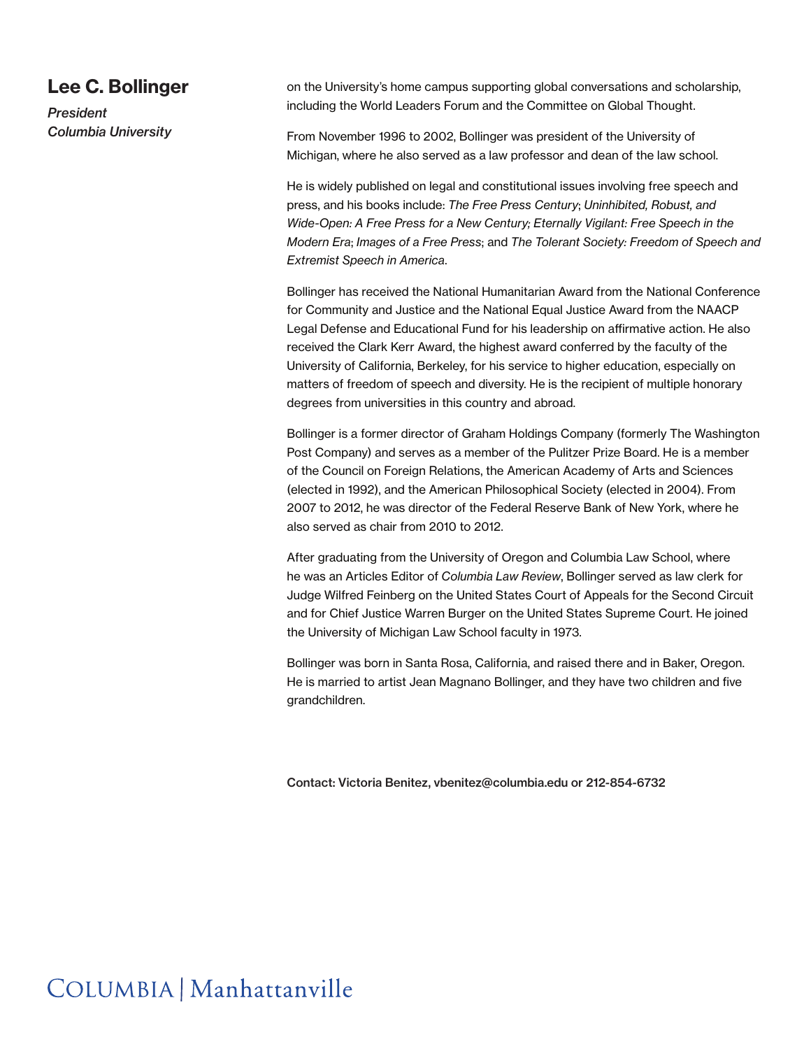## Lee C. Bollinger

*President*
*Columbia University*

on the University's home campus supporting global conversations and scholarship, including the World Leaders Forum and the Committee on Global Thought.

From November 1996 to 2002, Bollinger was president of the University of Michigan, where he also served as a law professor and dean of the law school.

He is widely published on legal and constitutional issues involving free speech and press, and his books include: *The Free Press Century*; *Uninhibited, Robust, and Wide-Open: A Free Press for a New Century; Eternally Vigilant: Free Speech in the Modern Era*; *Images of a Free Press*; and *The Tolerant Society: Freedom of Speech and Extremist Speech in America*.

Bollinger has received the National Humanitarian Award from the National Conference for Community and Justice and the National Equal Justice Award from the NAACP Legal Defense and Educational Fund for his leadership on affirmative action. He also received the Clark Kerr Award, the highest award conferred by the faculty of the University of California, Berkeley, for his service to higher education, especially on matters of freedom of speech and diversity. He is the recipient of multiple honorary degrees from universities in this country and abroad.

Bollinger is a former director of Graham Holdings Company (formerly The Washington Post Company) and serves as a member of the Pulitzer Prize Board. He is a member of the Council on Foreign Relations, the American Academy of Arts and Sciences (elected in 1992), and the American Philosophical Society (elected in 2004). From 2007 to 2012, he was director of the Federal Reserve Bank of New York, where he also served as chair from 2010 to 2012.

After graduating from the University of Oregon and Columbia Law School, where he was an Articles Editor of *Columbia Law Review*, Bollinger served as law clerk for Judge Wilfred Feinberg on the United States Court of Appeals for the Second Circuit and for Chief Justice Warren Burger on the United States Supreme Court. He joined the University of Michigan Law School faculty in 1973.

Bollinger was born in Santa Rosa, California, and raised there and in Baker, Oregon. He is married to artist Jean Magnano Bollinger, and they have two children and five grandchildren.

**Contact: Victoria Benitez, vbenitez@columbia.edu or 212-854-6732**

COLUMBIA | Manhattanville